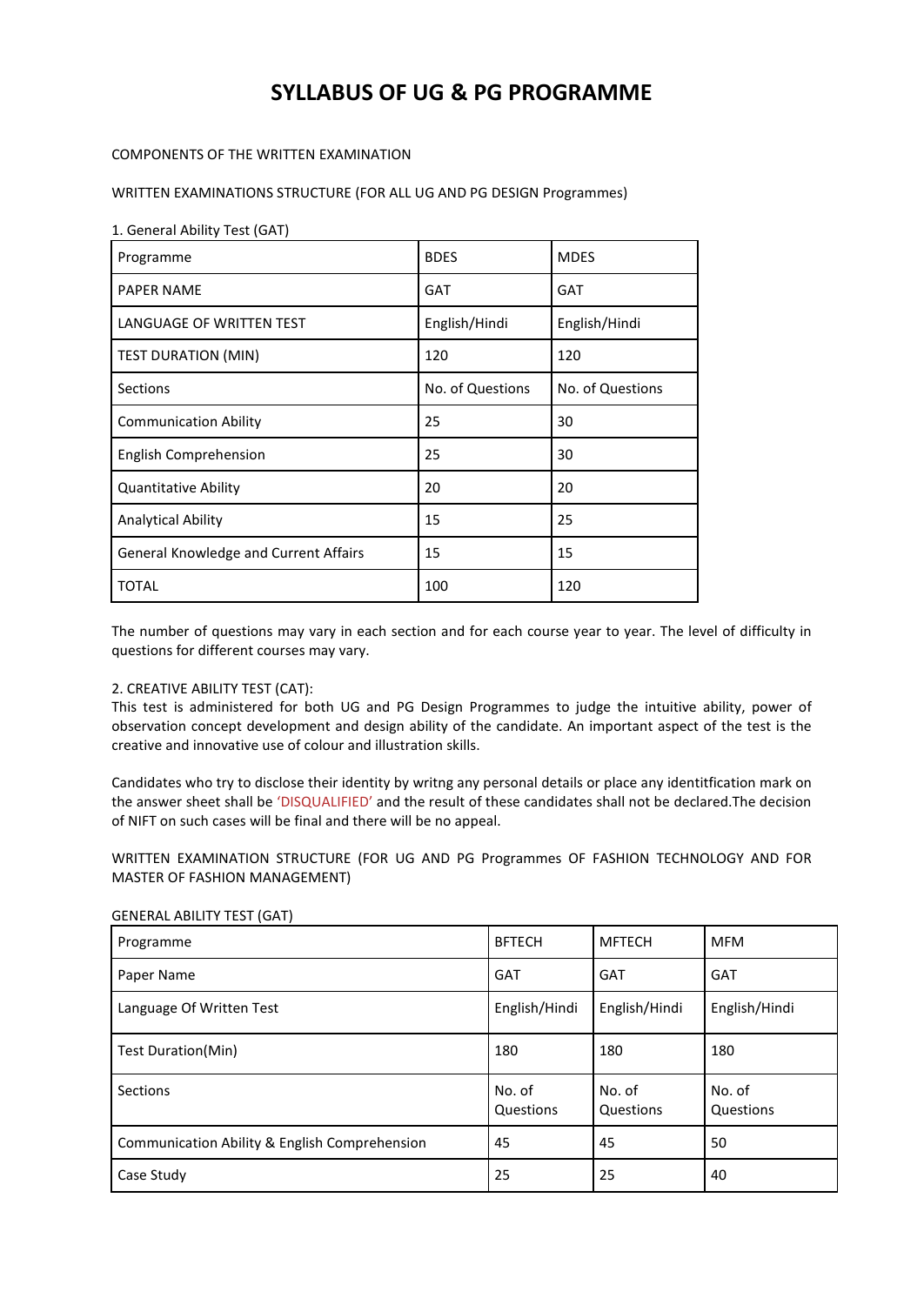# SYLLABUS OF UG & PG PROGRAMME

COMPONENTS OF THE WRITTEN EXAMINATION

WRITTEN EXAMINATIONS STRUCTURE (FOR ALL UG AND PG DESIGN Programmes)

1. General Ability Test (GAT)

| Programme | BDES | MDES |
|---|---|---|
| PAPER NAME | GAT | GAT |
| LANGUAGE OF WRITTEN TEST | English/Hindi | English/Hindi |
| TEST DURATION (MIN) | 120 | 120 |
| Sections | No. of Questions | No. of Questions |
| Communication Ability | 25 | 30 |
| English Comprehension | 25 | 30 |
| Quantitative Ability | 20 | 20 |
| Analytical Ability | 15 | 25 |
| General Knowledge and Current Affairs | 15 | 15 |
| TOTAL | 100 | 120 |

The number of questions may vary in each section and for each course year to year. The level of difficulty in questions for different courses may vary.

2. CREATIVE ABILITY TEST (CAT):
This test is administered for both UG and PG Design Programmes to judge the intuitive ability, power of observation concept development and design ability of the candidate. An important aspect of the test is the creative and innovative use of colour and illustration skills.

Candidates who try to disclose their identity by writng any personal details or place any identitfication mark on the answer sheet shall be 'DISQUALIFIED' and the result of these candidates shall not be declared.The decision of NIFT on such cases will be final and there will be no appeal.

WRITTEN EXAMINATION STRUCTURE (FOR UG AND PG Programmes OF FASHION TECHNOLOGY AND FOR MASTER OF FASHION MANAGEMENT)

GENERAL ABILITY TEST (GAT)

| Programme | BFTECH | MFTECH | MFM |
|---|---|---|---|
| Paper Name | GAT | GAT | GAT |
| Language Of Written Test | English/Hindi | English/Hindi | English/Hindi |
| Test Duration(Min) | 180 | 180 | 180 |
| Sections | No. of Questions | No. of Questions | No. of Questions |
| Communication Ability & English Comprehension | 45 | 45 | 50 |
| Case Study | 25 | 25 | 40 |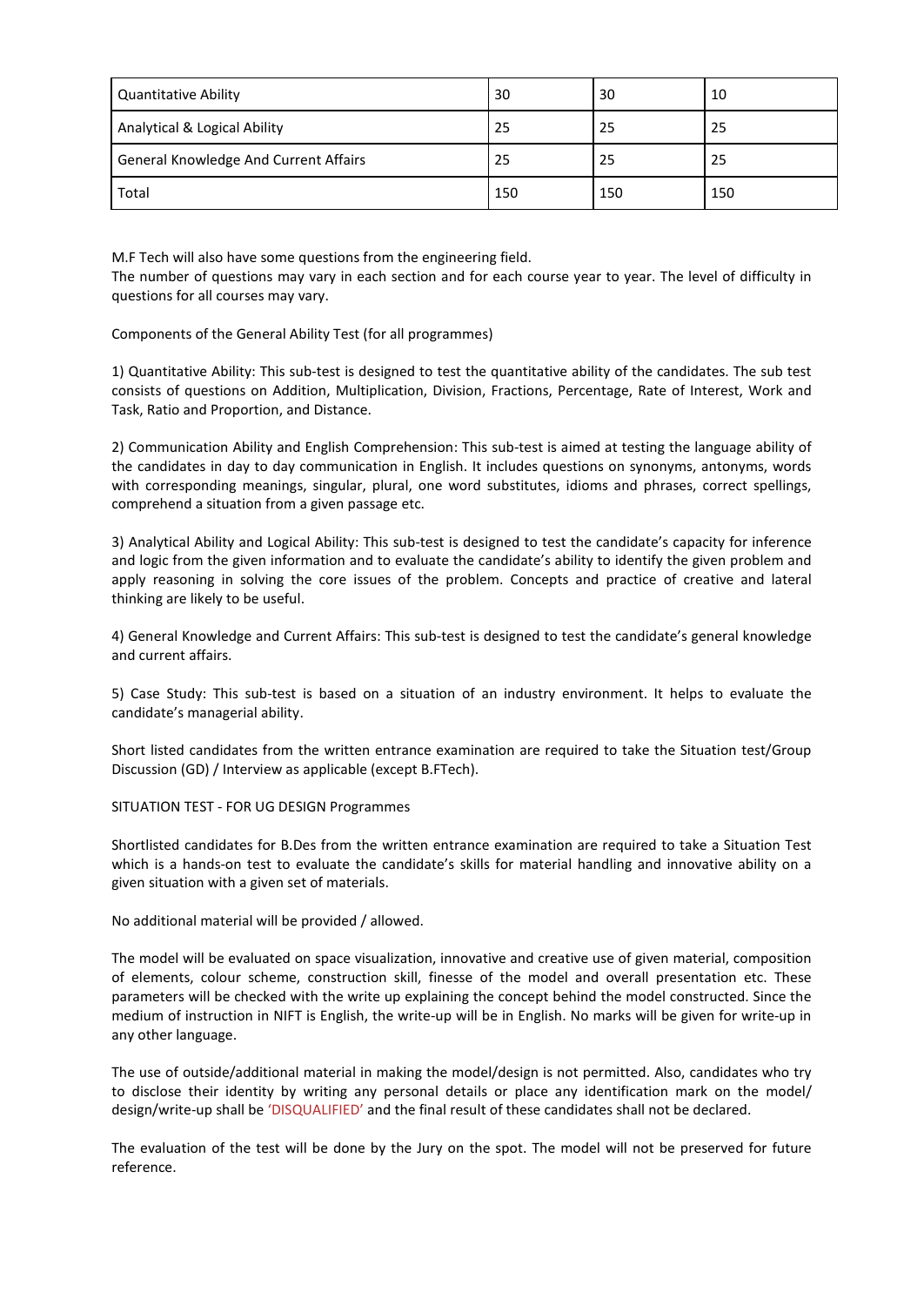| Quantitative Ability | 30 | 30 | 10 |
|---|---|---|---|
| Analytical & Logical Ability | 25 | 25 | 25 |
| General Knowledge And Current Affairs | 25 | 25 | 25 |
| Total | 150 | 150 | 150 |

M.F Tech will also have some questions from the engineering field.
The number of questions may vary in each section and for each course year to year. The level of difficulty in questions for all courses may vary.

Components of the General Ability Test (for all programmes)

1) Quantitative Ability: This sub-test is designed to test the quantitative ability of the candidates. The sub test consists of questions on Addition, Multiplication, Division, Fractions, Percentage, Rate of Interest, Work and Task, Ratio and Proportion, and Distance.

2) Communication Ability and English Comprehension: This sub-test is aimed at testing the language ability of the candidates in day to day communication in English. It includes questions on synonyms, antonyms, words with corresponding meanings, singular, plural, one word substitutes, idioms and phrases, correct spellings, comprehend a situation from a given passage etc.

3) Analytical Ability and Logical Ability: This sub-test is designed to test the candidate's capacity for inference and logic from the given information and to evaluate the candidate's ability to identify the given problem and apply reasoning in solving the core issues of the problem. Concepts and practice of creative and lateral thinking are likely to be useful.

4) General Knowledge and Current Affairs: This sub-test is designed to test the candidate's general knowledge and current affairs.

5) Case Study: This sub-test is based on a situation of an industry environment. It helps to evaluate the candidate's managerial ability.

Short listed candidates from the written entrance examination are required to take the Situation test/Group Discussion (GD) / Interview as applicable (except B.FTech).

SITUATION TEST - FOR UG DESIGN Programmes

Shortlisted candidates for B.Des from the written entrance examination are required to take a Situation Test which is a hands-on test to evaluate the candidate's skills for material handling and innovative ability on a given situation with a given set of materials.

No additional material will be provided / allowed.

The model will be evaluated on space visualization, innovative and creative use of given material, composition of elements, colour scheme, construction skill, finesse of the model and overall presentation etc. These parameters will be checked with the write up explaining the concept behind the model constructed. Since the medium of instruction in NIFT is English, the write-up will be in English. No marks will be given for write-up in any other language.

The use of outside/additional material in making the model/design is not permitted. Also, candidates who try to disclose their identity by writing any personal details or place any identification mark on the model/ design/write-up shall be 'DISQUALIFIED' and the final result of these candidates shall not be declared.

The evaluation of the test will be done by the Jury on the spot. The model will not be preserved for future reference.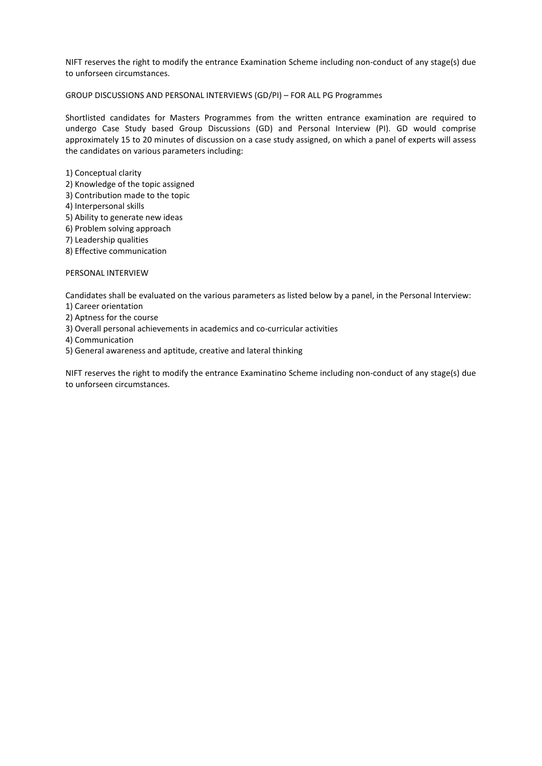NIFT reserves the right to modify the entrance Examination Scheme including non-conduct of any stage(s) due to unforseen circumstances.

## GROUP DISCUSSIONS AND PERSONAL INTERVIEWS (GD/PI) – FOR ALL PG Programmes

Shortlisted candidates for Masters Programmes from the written entrance examination are required to undergo Case Study based Group Discussions (GD) and Personal Interview (PI). GD would comprise approximately 15 to 20 minutes of discussion on a case study assigned, on which a panel of experts will assess the candidates on various parameters including:

1) Conceptual clarity
2) Knowledge of the topic assigned
3) Contribution made to the topic
4) Interpersonal skills
5) Ability to generate new ideas
6) Problem solving approach
7) Leadership qualities
8) Effective communication

## PERSONAL INTERVIEW

Candidates shall be evaluated on the various parameters as listed below by a panel, in the Personal Interview:

1) Career orientation
2) Aptness for the course
3) Overall personal achievements in academics and co-curricular activities
4) Communication
5) General awareness and aptitude, creative and lateral thinking

NIFT reserves the right to modify the entrance Examinatino Scheme including non-conduct of any stage(s) due to unforseen circumstances.